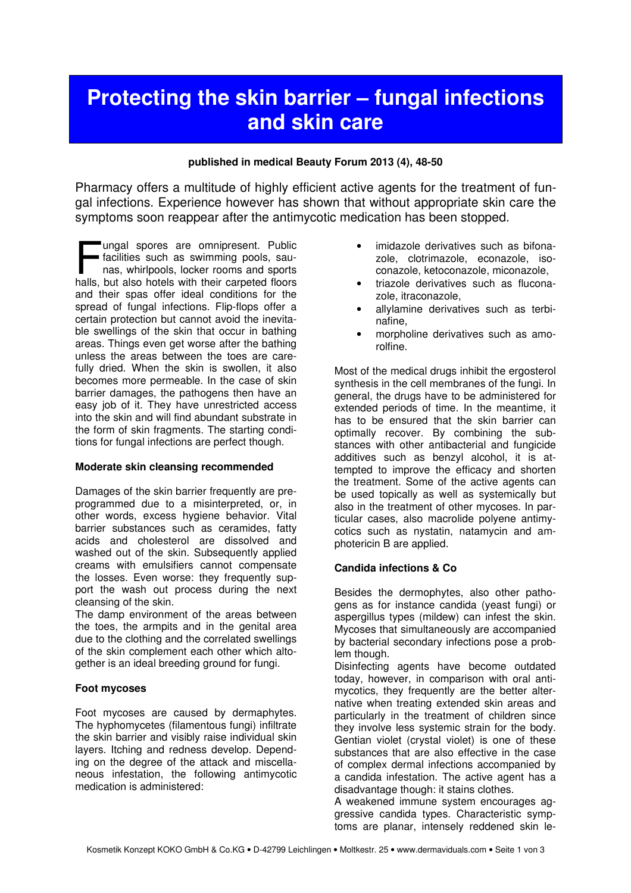# Protecting the skin barrier – fungal infections and skin care

**published in medical Beauty Forum 2013 (4), 48-50**

Pharmacy offers a multitude of highly efficient active agents for the treatment of fungal infections. Experience however has shown that without appropriate skin care the symptoms soon reappear after the antimycotic medication has been stopped.

Fungal spores are omnipresent. Public facilities such as swimming pools, saunas, whirlpools, locker rooms and sports halls, but also hotels with their carpeted floors and their spas offer ideal conditions for the spread of fungal infections. Flip-flops offer a certain protection but cannot avoid the inevitable swellings of the skin that occur in bathing areas. Things even get worse after the bathing unless the areas between the toes are carefully dried. When the skin is swollen, it also becomes more permeable. In the case of skin barrier damages, the pathogens then have an easy job of it. They have unrestricted access into the skin and will find abundant substrate in the form of skin fragments. The starting conditions for fungal infections are perfect though.

**Moderate skin cleansing recommended**

Damages of the skin barrier frequently are preprogrammed due to a misinterpreted, or, in other words, excess hygiene behavior. Vital barrier substances such as ceramides, fatty acids and cholesterol are dissolved and washed out of the skin. Subsequently applied creams with emulsifiers cannot compensate the losses. Even worse: they frequently support the wash out process during the next cleansing of the skin.

The damp environment of the areas between the toes, the armpits and in the genital area due to the clothing and the correlated swellings of the skin complement each other which altogether is an ideal breeding ground for fungi.

**Foot mycoses**

Foot mycoses are caused by dermaphytes. The hyphomycetes (filamentous fungi) infiltrate the skin barrier and visibly raise individual skin layers. Itching and redness develop. Depending on the degree of the attack and miscellaneous infestation, the following antimycotic medication is administered:

- imidazole derivatives such as bifonazole, clotrimazole, econazole, isoconazole, ketoconazole, miconazole,
- triazole derivatives such as fluconazole, itraconazole,
- allylamine derivatives such as terbinafine,
- morpholine derivatives such as amorolfine.

Most of the medical drugs inhibit the ergosterol synthesis in the cell membranes of the fungi. In general, the drugs have to be administered for extended periods of time. In the meantime, it has to be ensured that the skin barrier can optimally recover. By combining the substances with other antibacterial and fungicide additives such as benzyl alcohol, it is attempted to improve the efficacy and shorten the treatment. Some of the active agents can be used topically as well as systemically but also in the treatment of other mycoses. In particular cases, also macrolide polyene antimycotics such as nystatin, natamycin and amphotericin B are applied.

**Candida infections & Co**

Besides the dermophytes, also other pathogens as for instance candida (yeast fungi) or aspergillus types (mildew) can infest the skin. Mycoses that simultaneously are accompanied by bacterial secondary infections pose a problem though.

Disinfecting agents have become outdated today, however, in comparison with oral antimycotics, they frequently are the better alternative when treating extended skin areas and particularly in the treatment of children since they involve less systemic strain for the body. Gentian violet (crystal violet) is one of these substances that are also effective in the case of complex dermal infections accompanied by a candida infestation. The active agent has a disadvantage though: it stains clothes.

A weakened immune system encourages aggressive candida types. Characteristic symptoms are planar, intensely reddened skin le-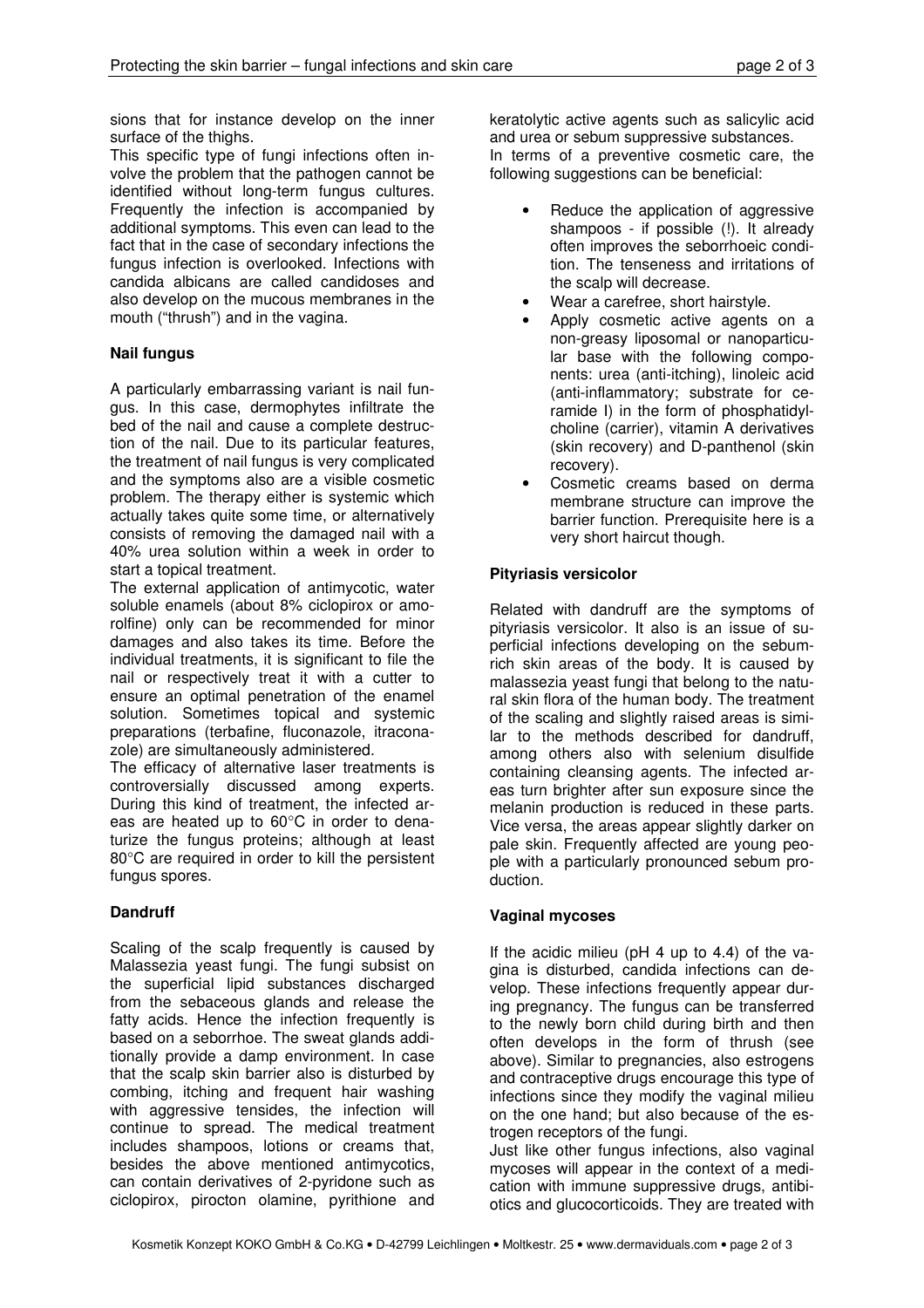sions that for instance develop on the inner surface of the thighs.

This specific type of fungi infections often involve the problem that the pathogen cannot be identified without long-term fungus cultures. Frequently the infection is accompanied by additional symptoms. This even can lead to the fact that in the case of secondary infections the fungus infection is overlooked. Infections with candida albicans are called candidoses and also develop on the mucous membranes in the mouth ("thrush") and in the vagina.

**Nail fungus**

A particularly embarrassing variant is nail fungus. In this case, dermophytes infiltrate the bed of the nail and cause a complete destruction of the nail. Due to its particular features, the treatment of nail fungus is very complicated and the symptoms also are a visible cosmetic problem. The therapy either is systemic which actually takes quite some time, or alternatively consists of removing the damaged nail with a 40% urea solution within a week in order to start a topical treatment.

The external application of antimycotic, water soluble enamels (about 8% ciclopirox or amorolfine) only can be recommended for minor damages and also takes its time. Before the individual treatments, it is significant to file the nail or respectively treat it with a cutter to ensure an optimal penetration of the enamel solution. Sometimes topical and systemic preparations (terbafine, fluconazole, itraconazole) are simultaneously administered.

The efficacy of alternative laser treatments is controversially discussed among experts. During this kind of treatment, the infected areas are heated up to 60°C in order to denaturize the fungus proteins; although at least 80°C are required in order to kill the persistent fungus spores.

**Dandruff**

Scaling of the scalp frequently is caused by Malassezia yeast fungi. The fungi subsist on the superficial lipid substances discharged from the sebaceous glands and release the fatty acids. Hence the infection frequently is based on a seborrhoe. The sweat glands additionally provide a damp environment. In case that the scalp skin barrier also is disturbed by combing, itching and frequent hair washing with aggressive tensides, the infection will continue to spread. The medical treatment includes shampoos, lotions or creams that, besides the above mentioned antimycotics, can contain derivatives of 2-pyridone such as ciclopirox, pirocton olamine, pyrithione and keratolytic active agents such as salicylic acid and urea or sebum suppressive substances.

In terms of a preventive cosmetic care, the following suggestions can be beneficial:

- Reduce the application of aggressive shampoos - if possible (!). It already often improves the seborrhoeic condition. The tenseness and irritations of the scalp will decrease.
- Wear a carefree, short hairstyle.
- Apply cosmetic active agents on a non-greasy liposomal or nanoparticular base with the following components: urea (anti-itching), linoleic acid (anti-inflammatory; substrate for ceramide I) in the form of phosphatidylcholine (carrier), vitamin A derivatives (skin recovery) and D-panthenol (skin recovery).
- Cosmetic creams based on derma membrane structure can improve the barrier function. Prerequisite here is a very short haircut though.

**Pityriasis versicolor**

Related with dandruff are the symptoms of pityriasis versicolor. It also is an issue of superficial infections developing on the sebum-rich skin areas of the body. It is caused by malassezia yeast fungi that belong to the natural skin flora of the human body. The treatment of the scaling and slightly raised areas is similar to the methods described for dandruff, among others also with selenium disulfide containing cleansing agents. The infected areas turn brighter after sun exposure since the melanin production is reduced in these parts. Vice versa, the areas appear slightly darker on pale skin. Frequently affected are young people with a particularly pronounced sebum production.

**Vaginal mycoses**

If the acidic milieu (pH 4 up to 4.4) of the vagina is disturbed, candida infections can develop. These infections frequently appear during pregnancy. The fungus can be transferred to the newly born child during birth and then often develops in the form of thrush (see above). Similar to pregnancies, also estrogens and contraceptive drugs encourage this type of infections since they modify the vaginal milieu on the one hand; but also because of the estrogen receptors of the fungi.

Just like other fungus infections, also vaginal mycoses will appear in the context of a medication with immune suppressive drugs, antibiotics and glucocorticoids. They are treated with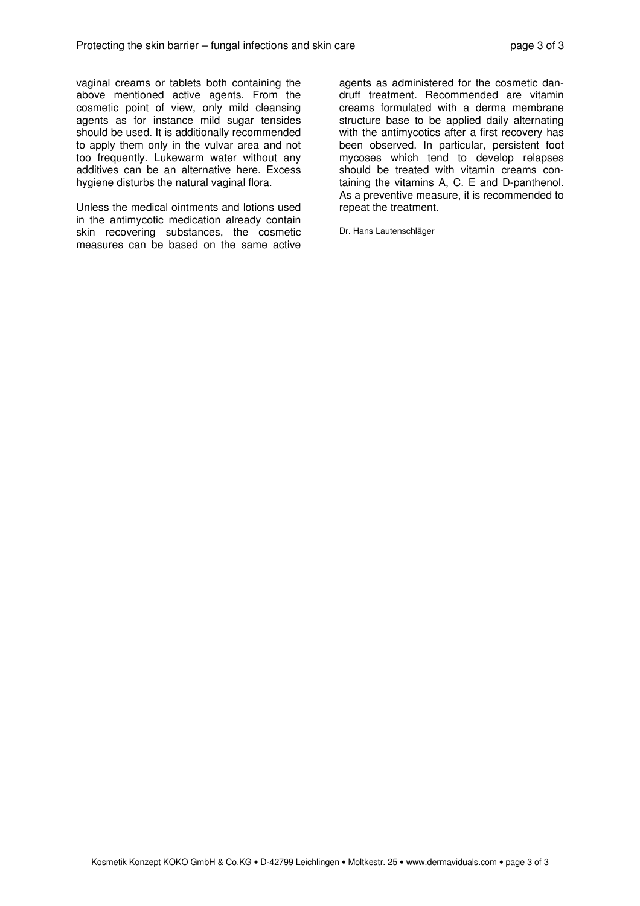vaginal creams or tablets both containing the above mentioned active agents. From the cosmetic point of view, only mild cleansing agents as for instance mild sugar tensides should be used. It is additionally recommended to apply them only in the vulvar area and not too frequently. Lukewarm water without any additives can be an alternative here. Excess hygiene disturbs the natural vaginal flora.

Unless the medical ointments and lotions used in the antimycotic medication already contain skin recovering substances, the cosmetic measures can be based on the same active agents as administered for the cosmetic dandruff treatment. Recommended are vitamin creams formulated with a derma membrane structure base to be applied daily alternating with the antimycotics after a first recovery has been observed. In particular, persistent foot mycoses which tend to develop relapses should be treated with vitamin creams containing the vitamins A, C. E and D-panthenol. As a preventive measure, it is recommended to repeat the treatment.

Dr. Hans Lautenschläger